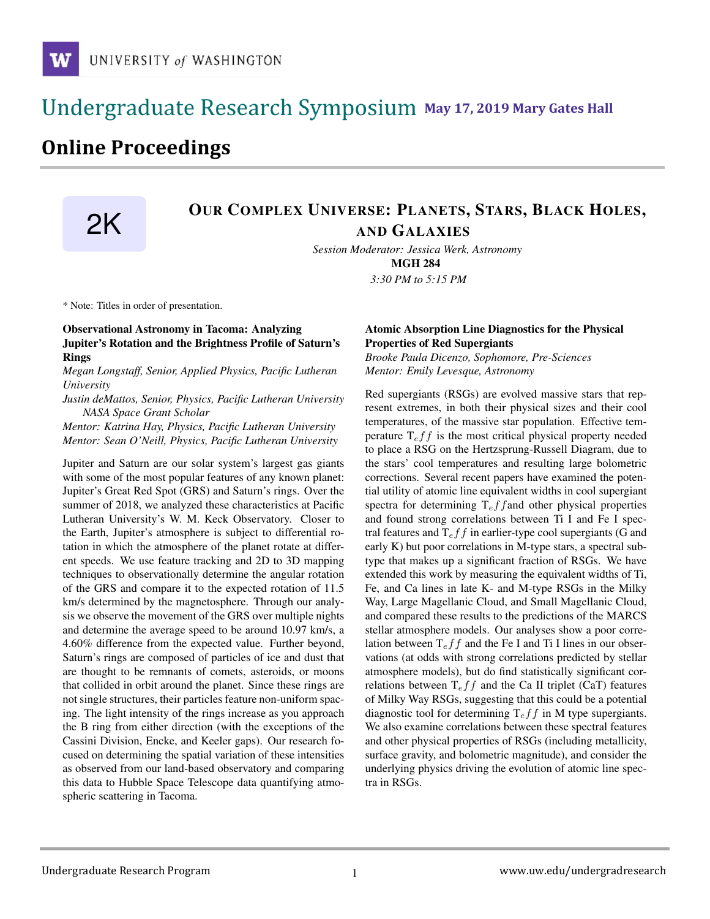UNIVERSITY of WASHINGTON

# Undergraduate Research Symposium **May 17, 2019 Mary Gates Hall**

## Online Proceedings

2K

## OUR COMPLEX UNIVERSE: PLANETS, STARS, BLACK HOLES, AND GALAXIES

*Session Moderator: Jessica Werk, Astronomy*
**MGH 284**
*3:30 PM to 5:15 PM*

\* Note: Titles in order of presentation.

### Observational Astronomy in Tacoma: Analyzing Jupiter's Rotation and the Brightness Profile of Saturn's Rings

*Megan Longstaff, Senior, Applied Physics, Pacific Lutheran University*
*Justin deMattos, Senior, Physics, Pacific Lutheran University NASA Space Grant Scholar*
*Mentor: Katrina Hay, Physics, Pacific Lutheran University*
*Mentor: Sean O'Neill, Physics, Pacific Lutheran University*

Jupiter and Saturn are our solar system's largest gas giants with some of the most popular features of any known planet: Jupiter's Great Red Spot (GRS) and Saturn's rings. Over the summer of 2018, we analyzed these characteristics at Pacific Lutheran University's W. M. Keck Observatory. Closer to the Earth, Jupiter's atmosphere is subject to differential rotation in which the atmosphere of the planet rotate at different speeds. We use feature tracking and 2D to 3D mapping techniques to observationally determine the angular rotation of the GRS and compare it to the expected rotation of 11.5 km/s determined by the magnetosphere. Through our analysis we observe the movement of the GRS over multiple nights and determine the average speed to be around 10.97 km/s, a 4.60% difference from the expected value. Further beyond, Saturn's rings are composed of particles of ice and dust that are thought to be remnants of comets, asteroids, or moons that collided in orbit around the planet. Since these rings are not single structures, their particles feature non-uniform spacing. The light intensity of the rings increase as you approach the B ring from either direction (with the exceptions of the Cassini Division, Encke, and Keeler gaps). Our research focused on determining the spatial variation of these intensities as observed from our land-based observatory and comparing this data to Hubble Space Telescope data quantifying atmospheric scattering in Tacoma.

### Atomic Absorption Line Diagnostics for the Physical Properties of Red Supergiants

*Brooke Paula Dicenzo, Sophomore, Pre-Sciences*
*Mentor: Emily Levesque, Astronomy*

Red supergiants (RSGs) are evolved massive stars that represent extremes, in both their physical sizes and their cool temperatures, of the massive star population. Effective temperature $T_{eff}$ is the most critical physical property needed to place a RSG on the Hertzsprung-Russell Diagram, due to the stars' cool temperatures and resulting large bolometric corrections. Several recent papers have examined the potential utility of atomic line equivalent widths in cool supergiant spectra for determining $T_{eff}$and other physical properties and found strong correlations between Ti I and Fe I spectral features and $T_{eff}$ in earlier-type cool supergiants (G and early K) but poor correlations in M-type stars, a spectral subtype that makes up a significant fraction of RSGs. We have extended this work by measuring the equivalent widths of Ti, Fe, and Ca lines in late K- and M-type RSGs in the Milky Way, Large Magellanic Cloud, and Small Magellanic Cloud, and compared these results to the predictions of the MARCS stellar atmosphere models. Our analyses show a poor correlation between $T_{eff}$ and the Fe I and Ti I lines in our observations (at odds with strong correlations predicted by stellar atmosphere models), but do find statistically significant correlations between $T_{eff}$ and the Ca II triplet (CaT) features of Milky Way RSGs, suggesting that this could be a potential diagnostic tool for determining $T_{eff}$ in M type supergiants. We also examine correlations between these spectral features and other physical properties of RSGs (including metallicity, surface gravity, and bolometric magnitude), and consider the underlying physics driving the evolution of atomic line spectra in RSGs.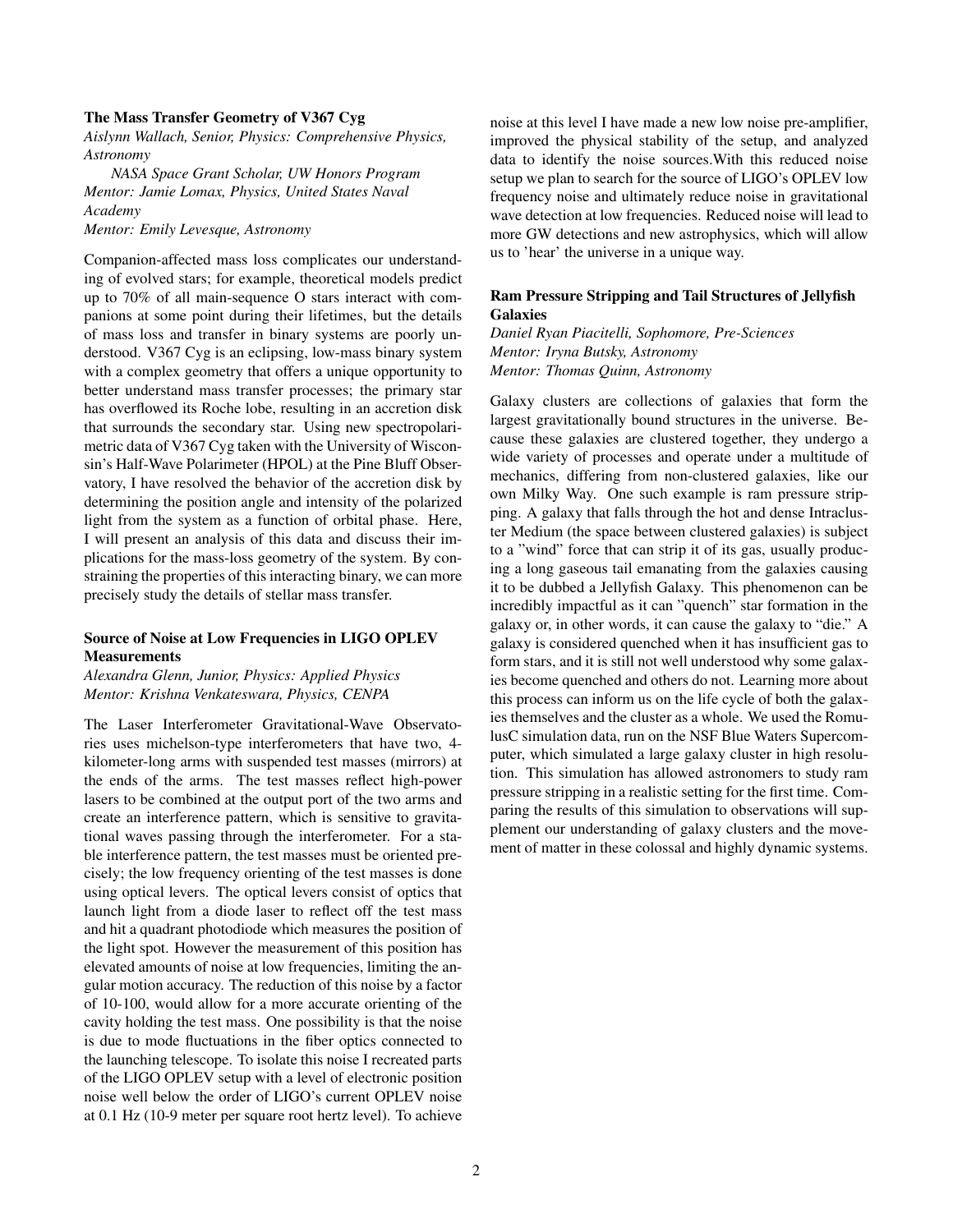### The Mass Transfer Geometry of V367 Cyg

*Aislynn Wallach, Senior, Physics: Comprehensive Physics, Astronomy*

*NASA Space Grant Scholar, UW Honors Program*

*Mentor: Jamie Lomax, Physics, United States Naval Academy*

*Mentor: Emily Levesque, Astronomy*

Companion-affected mass loss complicates our understanding of evolved stars; for example, theoretical models predict up to 70% of all main-sequence O stars interact with companions at some point during their lifetimes, but the details of mass loss and transfer in binary systems are poorly understood. V367 Cyg is an eclipsing, low-mass binary system with a complex geometry that offers a unique opportunity to better understand mass transfer processes; the primary star has overflowed its Roche lobe, resulting in an accretion disk that surrounds the secondary star. Using new spectropolarimetric data of V367 Cyg taken with the University of Wisconsin's Half-Wave Polarimeter (HPOL) at the Pine Bluff Observatory, I have resolved the behavior of the accretion disk by determining the position angle and intensity of the polarized light from the system as a function of orbital phase. Here, I will present an analysis of this data and discuss their implications for the mass-loss geometry of the system. By constraining the properties of this interacting binary, we can more precisely study the details of stellar mass transfer.

### Source of Noise at Low Frequencies in LIGO OPLEV Measurements

*Alexandra Glenn, Junior, Physics: Applied Physics*

*Mentor: Krishna Venkateswara, Physics, CENPA*

The Laser Interferometer Gravitational-Wave Observatories uses michelson-type interferometers that have two, 4-kilometer-long arms with suspended test masses (mirrors) at the ends of the arms. The test masses reflect high-power lasers to be combined at the output port of the two arms and create an interference pattern, which is sensitive to gravitational waves passing through the interferometer. For a stable interference pattern, the test masses must be oriented precisely; the low frequency orienting of the test masses is done using optical levers. The optical levers consist of optics that launch light from a diode laser to reflect off the test mass and hit a quadrant photodiode which measures the position of the light spot. However the measurement of this position has elevated amounts of noise at low frequencies, limiting the angular motion accuracy. The reduction of this noise by a factor of 10-100, would allow for a more accurate orienting of the cavity holding the test mass. One possibility is that the noise is due to mode fluctuations in the fiber optics connected to the launching telescope. To isolate this noise I recreated parts of the LIGO OPLEV setup with a level of electronic position noise well below the order of LIGO's current OPLEV noise at 0.1 Hz (10-9 meter per square root hertz level). To achieve noise at this level I have made a new low noise pre-amplifier, improved the physical stability of the setup, and analyzed data to identify the noise sources.With this reduced noise setup we plan to search for the source of LIGO's OPLEV low frequency noise and ultimately reduce noise in gravitational wave detection at low frequencies. Reduced noise will lead to more GW detections and new astrophysics, which will allow us to 'hear' the universe in a unique way.

### Ram Pressure Stripping and Tail Structures of Jellyfish Galaxies

*Daniel Ryan Piacitelli, Sophomore, Pre-Sciences*

*Mentor: Iryna Butsky, Astronomy*

*Mentor: Thomas Quinn, Astronomy*

Galaxy clusters are collections of galaxies that form the largest gravitationally bound structures in the universe. Because these galaxies are clustered together, they undergo a wide variety of processes and operate under a multitude of mechanics, differing from non-clustered galaxies, like our own Milky Way. One such example is ram pressure stripping. A galaxy that falls through the hot and dense Intracluster Medium (the space between clustered galaxies) is subject to a "wind" force that can strip it of its gas, usually producing a long gaseous tail emanating from the galaxies causing it to be dubbed a Jellyfish Galaxy. This phenomenon can be incredibly impactful as it can "quench" star formation in the galaxy or, in other words, it can cause the galaxy to "die." A galaxy is considered quenched when it has insufficient gas to form stars, and it is still not well understood why some galaxies become quenched and others do not. Learning more about this process can inform us on the life cycle of both the galaxies themselves and the cluster as a whole. We used the RomulusC simulation data, run on the NSF Blue Waters Supercomputer, which simulated a large galaxy cluster in high resolution. This simulation has allowed astronomers to study ram pressure stripping in a realistic setting for the first time. Comparing the results of this simulation to observations will supplement our understanding of galaxy clusters and the movement of matter in these colossal and highly dynamic systems.